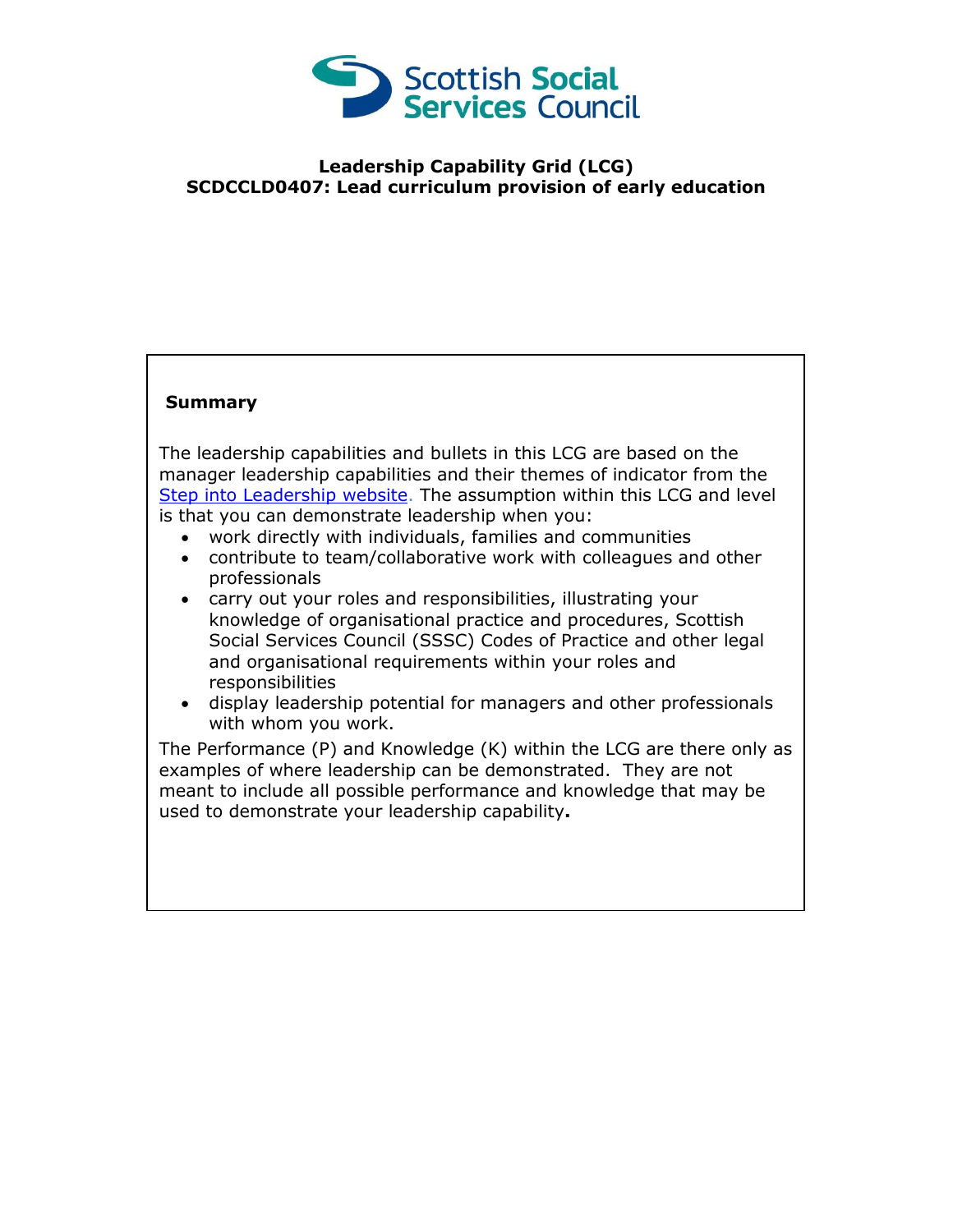**Leadership Capability Grid (LCG)**
**SCDCCLD0407: Lead curriculum provision of early education**

**Summary**

The leadership capabilities and bullets in this LCG are based on the manager leadership capabilities and their themes of indicator from the Step into Leadership website. The assumption within this LCG and level is that you can demonstrate leadership when you:

- work directly with individuals, families and communities
- contribute to team/collaborative work with colleagues and other professionals
- carry out your roles and responsibilities, illustrating your knowledge of organisational practice and procedures, Scottish Social Services Council (SSSC) Codes of Practice and other legal and organisational requirements within your roles and responsibilities
- display leadership potential for managers and other professionals with whom you work.

The Performance (P) and Knowledge (K) within the LCG are there only as examples of where leadership can be demonstrated. They are not meant to include all possible performance and knowledge that may be used to demonstrate your leadership capability**.**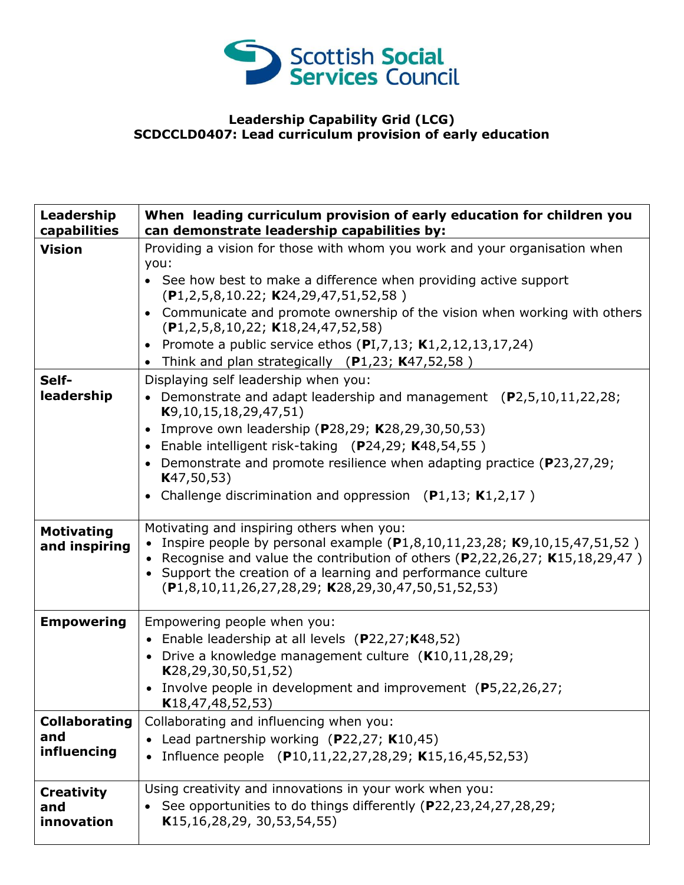Scottish Social Services Council

**Leadership Capability Grid (LCG)**
**SCDCCLD0407: Lead curriculum provision of early education**

| **Leadership capabilities** | **When leading curriculum provision of early education for children you can demonstrate leadership capabilities by:** |
|---|---|
| **Vision** | Providing a vision for those with whom you work and your organisation when you:<br>• See how best to make a difference when providing active support (**P**1,2,5,8,10.22; **K**24,29,47,51,52,58 )<br>• Communicate and promote ownership of the vision when working with others (**P**1,2,5,8,10,22; **K**18,24,47,52,58)<br>• Promote a public service ethos (**P**I,7,13; **K**1,2,12,13,17,24)<br>• Think and plan strategically (**P**1,23; **K**47,52,58 ) |
| **Self-leadership** | Displaying self leadership when you:<br>• Demonstrate and adapt leadership and management (**P**2,5,10,11,22,28; **K**9,10,15,18,29,47,51)<br>• Improve own leadership (**P**28,29; **K**28,29,30,50,53)<br>• Enable intelligent risk-taking (**P**24,29; **K**48,54,55 )<br>• Demonstrate and promote resilience when adapting practice (**P**23,27,29; **K**47,50,53)<br>• Challenge discrimination and oppression (**P**1,13; **K**1,2,17 ) |
| **Motivating and inspiring** | Motivating and inspiring others when you:<br>• Inspire people by personal example (**P**1,8,10,11,23,28; **K**9,10,15,47,51,52 )<br>• Recognise and value the contribution of others (**P**2,22,26,27; **K**15,18,29,47 )<br>• Support the creation of a learning and performance culture (**P**1,8,10,11,26,27,28,29; **K**28,29,30,47,50,51,52,53) |
| **Empowering** | Empowering people when you:<br>• Enable leadership at all levels (**P**22,27;**K**48,52)<br>• Drive a knowledge management culture (**K**10,11,28,29; **K**28,29,30,50,51,52)<br>• Involve people in development and improvement (**P**5,22,26,27; **K**18,47,48,52,53) |
| **Collaborating and influencing** | Collaborating and influencing when you:<br>• Lead partnership working (**P**22,27; **K**10,45)<br>• Influence people (**P**10,11,22,27,28,29; **K**15,16,45,52,53) |
| **Creativity and innovation** | Using creativity and innovations in your work when you:<br>• See opportunities to do things differently (**P**22,23,24,27,28,29; **K**15,16,28,29, 30,53,54,55) |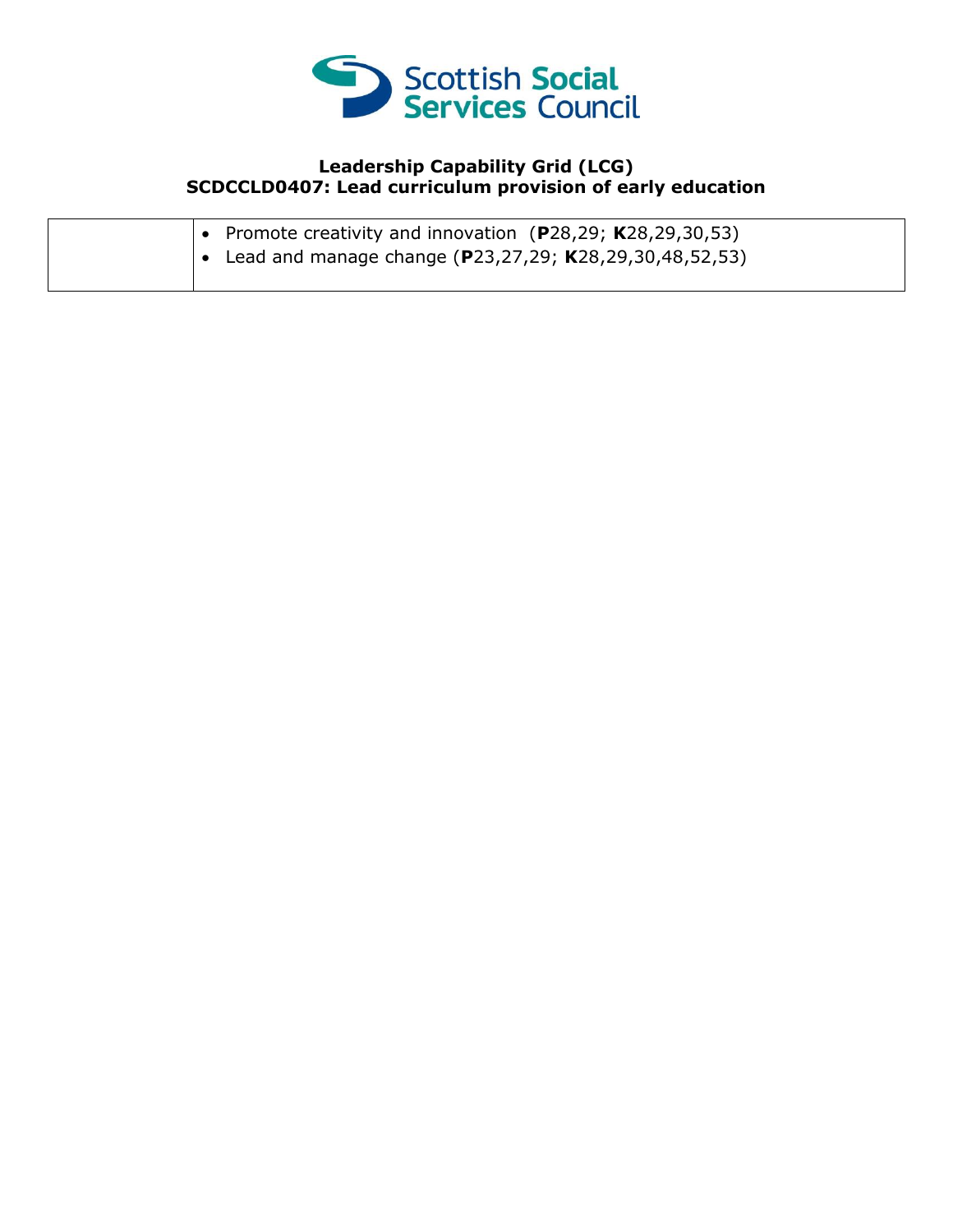**Leadership Capability Grid (LCG)**
**SCDCCLD0407: Lead curriculum provision of early education**

| | |
|---|---|
| | • Promote creativity and innovation (**P**28,29; **K**28,29,30,53)<br>• Lead and manage change (**P**23,27,29; **K**28,29,30,48,52,53) |